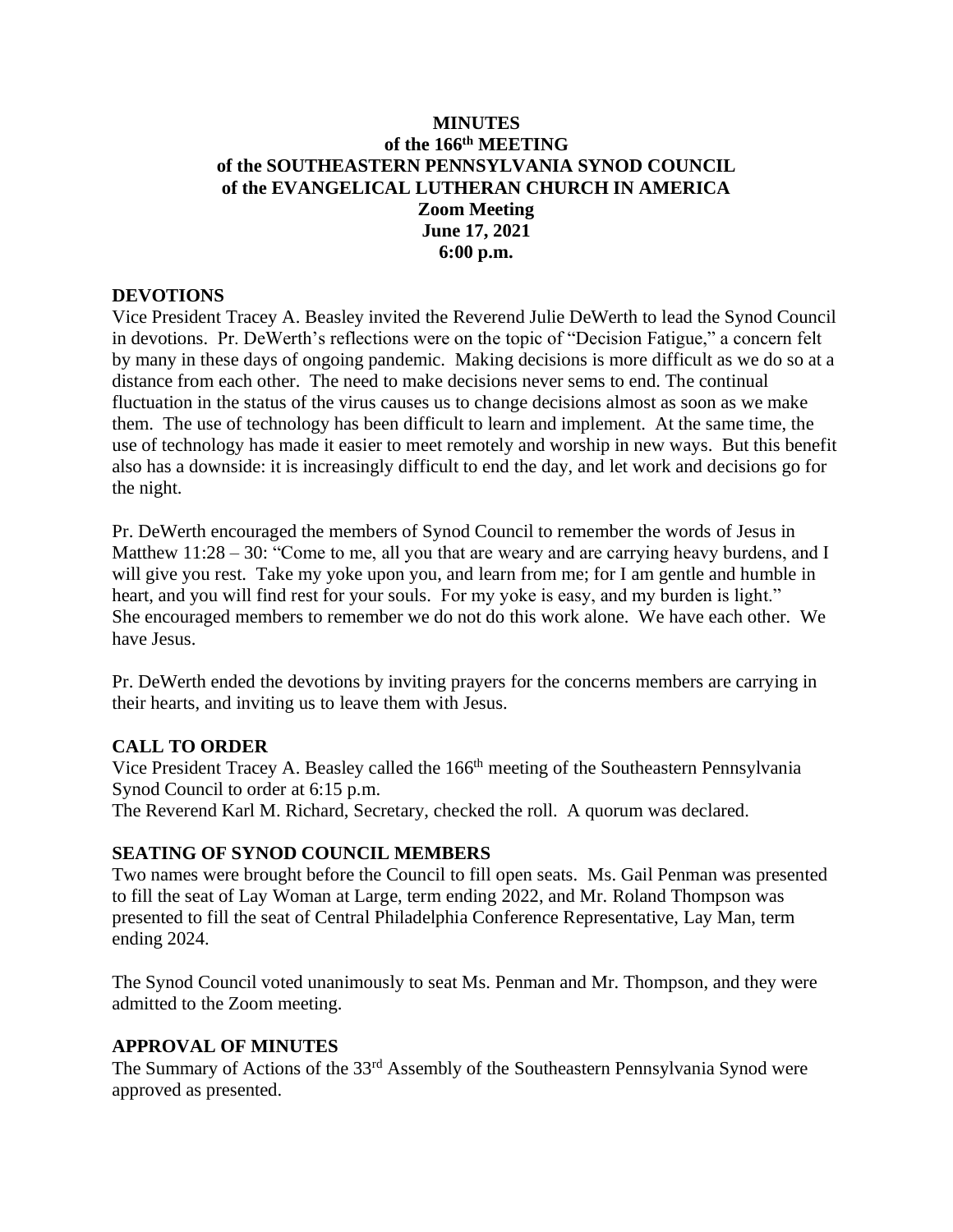# MINUTES
## of the 166th MEETING
## of the SOUTHEASTERN PENNSYLVANIA SYNOD COUNCIL
## of the EVANGELICAL LUTHERAN CHURCH IN AMERICA
## Zoom Meeting
## June 17, 2021
## 6:00 p.m.

### DEVOTIONS

Vice President Tracey A. Beasley invited the Reverend Julie DeWerth to lead the Synod Council in devotions. Pr. DeWerth's reflections were on the topic of "Decision Fatigue," a concern felt by many in these days of ongoing pandemic. Making decisions is more difficult as we do so at a distance from each other. The need to make decisions never sems to end. The continual fluctuation in the status of the virus causes us to change decisions almost as soon as we make them. The use of technology has been difficult to learn and implement. At the same time, the use of technology has made it easier to meet remotely and worship in new ways. But this benefit also has a downside: it is increasingly difficult to end the day, and let work and decisions go for the night.

Pr. DeWerth encouraged the members of Synod Council to remember the words of Jesus in Matthew 11:28 – 30: "Come to me, all you that are weary and are carrying heavy burdens, and I will give you rest. Take my yoke upon you, and learn from me; for I am gentle and humble in heart, and you will find rest for your souls. For my yoke is easy, and my burden is light." She encouraged members to remember we do not do this work alone. We have each other. We have Jesus.

Pr. DeWerth ended the devotions by inviting prayers for the concerns members are carrying in their hearts, and inviting us to leave them with Jesus.

### CALL TO ORDER

Vice President Tracey A. Beasley called the 166th meeting of the Southeastern Pennsylvania Synod Council to order at 6:15 p.m.
The Reverend Karl M. Richard, Secretary, checked the roll. A quorum was declared.

### SEATING OF SYNOD COUNCIL MEMBERS

Two names were brought before the Council to fill open seats. Ms. Gail Penman was presented to fill the seat of Lay Woman at Large, term ending 2022, and Mr. Roland Thompson was presented to fill the seat of Central Philadelphia Conference Representative, Lay Man, term ending 2024.

The Synod Council voted unanimously to seat Ms. Penman and Mr. Thompson, and they were admitted to the Zoom meeting.

### APPROVAL OF MINUTES

The Summary of Actions of the 33rd Assembly of the Southeastern Pennsylvania Synod were approved as presented.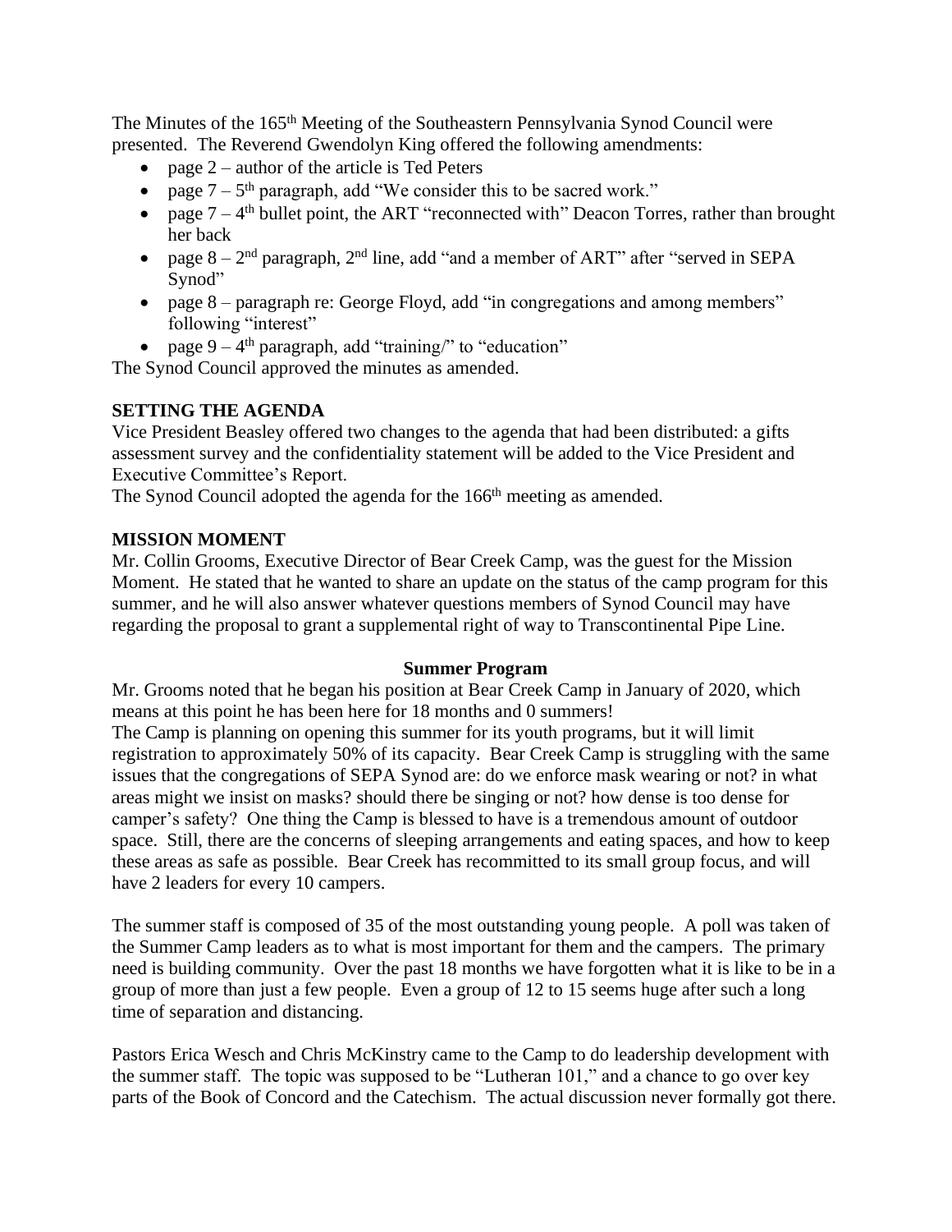The Minutes of the 165th Meeting of the Southeastern Pennsylvania Synod Council were presented. The Reverend Gwendolyn King offered the following amendments:

- page 2 – author of the article is Ted Peters
- page 7 – 5th paragraph, add "We consider this to be sacred work."
- page 7 – 4th bullet point, the ART "reconnected with" Deacon Torres, rather than brought her back
- page 8 – 2nd paragraph, 2nd line, add "and a member of ART" after "served in SEPA Synod"
- page 8 – paragraph re: George Floyd, add "in congregations and among members" following "interest"
- page 9 – 4th paragraph, add "training/" to "education"

The Synod Council approved the minutes as amended.

**SETTING THE AGENDA**

Vice President Beasley offered two changes to the agenda that had been distributed: a gifts assessment survey and the confidentiality statement will be added to the Vice President and Executive Committee's Report.

The Synod Council adopted the agenda for the 166th meeting as amended.

**MISSION MOMENT**

Mr. Collin Grooms, Executive Director of Bear Creek Camp, was the guest for the Mission Moment. He stated that he wanted to share an update on the status of the camp program for this summer, and he will also answer whatever questions members of Synod Council may have regarding the proposal to grant a supplemental right of way to Transcontinental Pipe Line.

**Summer Program**

Mr. Grooms noted that he began his position at Bear Creek Camp in January of 2020, which means at this point he has been here for 18 months and 0 summers!

The Camp is planning on opening this summer for its youth programs, but it will limit registration to approximately 50% of its capacity. Bear Creek Camp is struggling with the same issues that the congregations of SEPA Synod are: do we enforce mask wearing or not? in what areas might we insist on masks? should there be singing or not? how dense is too dense for camper's safety? One thing the Camp is blessed to have is a tremendous amount of outdoor space. Still, there are the concerns of sleeping arrangements and eating spaces, and how to keep these areas as safe as possible. Bear Creek has recommitted to its small group focus, and will have 2 leaders for every 10 campers.

The summer staff is composed of 35 of the most outstanding young people. A poll was taken of the Summer Camp leaders as to what is most important for them and the campers. The primary need is building community. Over the past 18 months we have forgotten what it is like to be in a group of more than just a few people. Even a group of 12 to 15 seems huge after such a long time of separation and distancing.

Pastors Erica Wesch and Chris McKinstry came to the Camp to do leadership development with the summer staff. The topic was supposed to be "Lutheran 101," and a chance to go over key parts of the Book of Concord and the Catechism. The actual discussion never formally got there.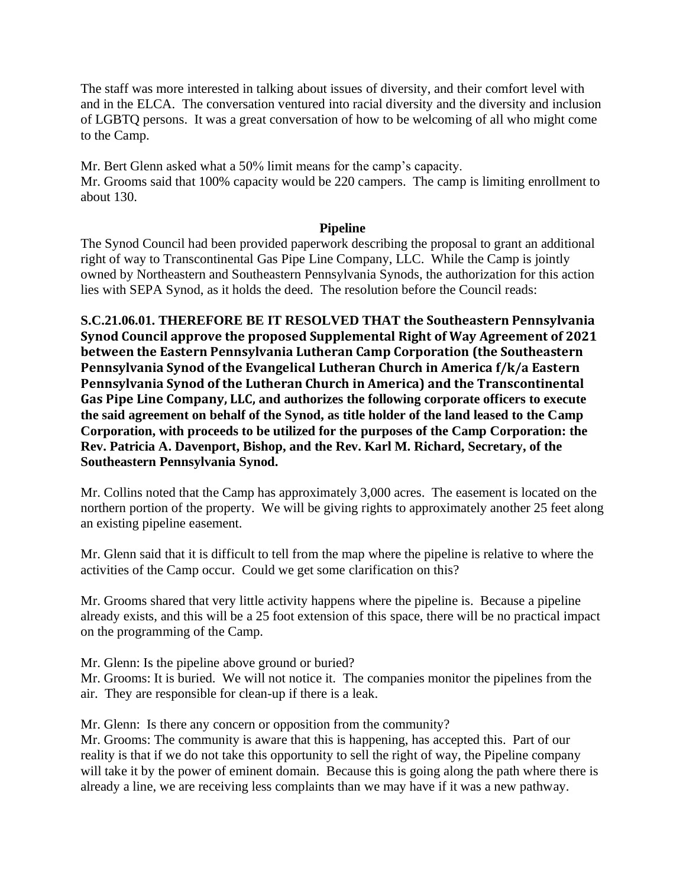The staff was more interested in talking about issues of diversity, and their comfort level with and in the ELCA. The conversation ventured into racial diversity and the diversity and inclusion of LGBTQ persons. It was a great conversation of how to be welcoming of all who might come to the Camp.

Mr. Bert Glenn asked what a 50% limit means for the camp's capacity.
Mr. Grooms said that 100% capacity would be 220 campers. The camp is limiting enrollment to about 130.

**Pipeline**

The Synod Council had been provided paperwork describing the proposal to grant an additional right of way to Transcontinental Gas Pipe Line Company, LLC. While the Camp is jointly owned by Northeastern and Southeastern Pennsylvania Synods, the authorization for this action lies with SEPA Synod, as it holds the deed. The resolution before the Council reads:

**S.C.21.06.01. THEREFORE BE IT RESOLVED THAT the Southeastern Pennsylvania Synod Council approve the proposed Supplemental Right of Way Agreement of 2021 between the Eastern Pennsylvania Lutheran Camp Corporation (the Southeastern Pennsylvania Synod of the Evangelical Lutheran Church in America f/k/a Eastern Pennsylvania Synod of the Lutheran Church in America) and the Transcontinental Gas Pipe Line Company, LLC, and authorizes the following corporate officers to execute the said agreement on behalf of the Synod, as title holder of the land leased to the Camp Corporation, with proceeds to be utilized for the purposes of the Camp Corporation: the Rev. Patricia A. Davenport, Bishop, and the Rev. Karl M. Richard, Secretary, of the Southeastern Pennsylvania Synod.**

Mr. Collins noted that the Camp has approximately 3,000 acres. The easement is located on the northern portion of the property. We will be giving rights to approximately another 25 feet along an existing pipeline easement.

Mr. Glenn said that it is difficult to tell from the map where the pipeline is relative to where the activities of the Camp occur. Could we get some clarification on this?

Mr. Grooms shared that very little activity happens where the pipeline is. Because a pipeline already exists, and this will be a 25 foot extension of this space, there will be no practical impact on the programming of the Camp.

Mr. Glenn: Is the pipeline above ground or buried?
Mr. Grooms: It is buried. We will not notice it. The companies monitor the pipelines from the air. They are responsible for clean-up if there is a leak.

Mr. Glenn: Is there any concern or opposition from the community?
Mr. Grooms: The community is aware that this is happening, has accepted this. Part of our reality is that if we do not take this opportunity to sell the right of way, the Pipeline company will take it by the power of eminent domain. Because this is going along the path where there is already a line, we are receiving less complaints than we may have if it was a new pathway.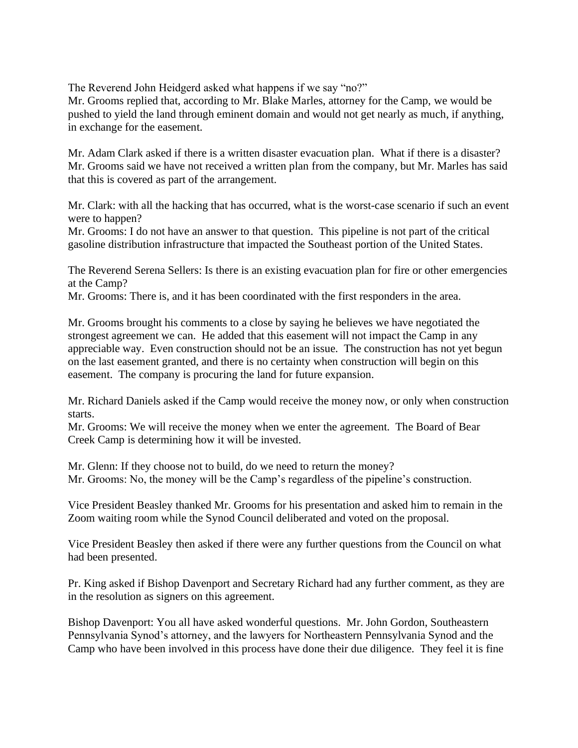The Reverend John Heidgerd asked what happens if we say "no?"
Mr. Grooms replied that, according to Mr. Blake Marles, attorney for the Camp, we would be pushed to yield the land through eminent domain and would not get nearly as much, if anything, in exchange for the easement.

Mr. Adam Clark asked if there is a written disaster evacuation plan. What if there is a disaster? Mr. Grooms said we have not received a written plan from the company, but Mr. Marles has said that this is covered as part of the arrangement.

Mr. Clark: with all the hacking that has occurred, what is the worst-case scenario if such an event were to happen?
Mr. Grooms: I do not have an answer to that question. This pipeline is not part of the critical gasoline distribution infrastructure that impacted the Southeast portion of the United States.

The Reverend Serena Sellers: Is there is an existing evacuation plan for fire or other emergencies at the Camp?
Mr. Grooms: There is, and it has been coordinated with the first responders in the area.

Mr. Grooms brought his comments to a close by saying he believes we have negotiated the strongest agreement we can. He added that this easement will not impact the Camp in any appreciable way. Even construction should not be an issue. The construction has not yet begun on the last easement granted, and there is no certainty when construction will begin on this easement. The company is procuring the land for future expansion.

Mr. Richard Daniels asked if the Camp would receive the money now, or only when construction starts.
Mr. Grooms: We will receive the money when we enter the agreement. The Board of Bear Creek Camp is determining how it will be invested.

Mr. Glenn: If they choose not to build, do we need to return the money?
Mr. Grooms: No, the money will be the Camp's regardless of the pipeline's construction.

Vice President Beasley thanked Mr. Grooms for his presentation and asked him to remain in the Zoom waiting room while the Synod Council deliberated and voted on the proposal.

Vice President Beasley then asked if there were any further questions from the Council on what had been presented.

Pr. King asked if Bishop Davenport and Secretary Richard had any further comment, as they are in the resolution as signers on this agreement.

Bishop Davenport: You all have asked wonderful questions. Mr. John Gordon, Southeastern Pennsylvania Synod's attorney, and the lawyers for Northeastern Pennsylvania Synod and the Camp who have been involved in this process have done their due diligence. They feel it is fine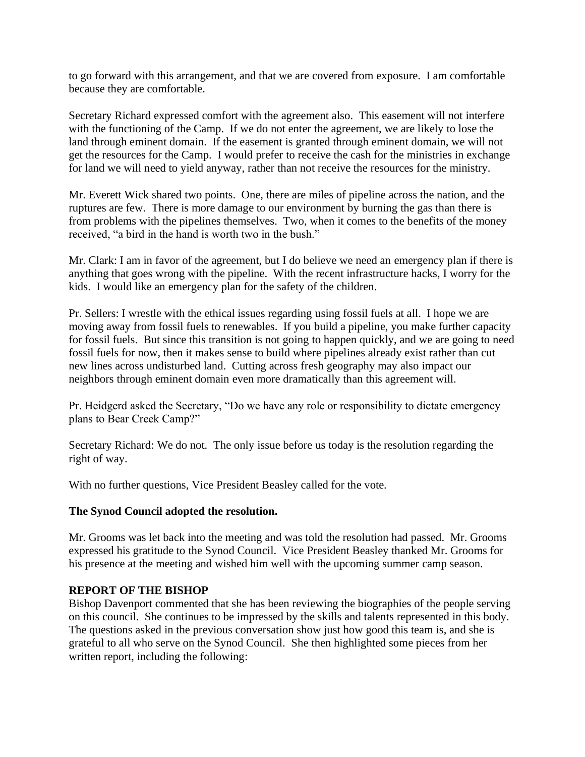to go forward with this arrangement, and that we are covered from exposure. I am comfortable because they are comfortable.

Secretary Richard expressed comfort with the agreement also. This easement will not interfere with the functioning of the Camp. If we do not enter the agreement, we are likely to lose the land through eminent domain. If the easement is granted through eminent domain, we will not get the resources for the Camp. I would prefer to receive the cash for the ministries in exchange for land we will need to yield anyway, rather than not receive the resources for the ministry.

Mr. Everett Wick shared two points. One, there are miles of pipeline across the nation, and the ruptures are few. There is more damage to our environment by burning the gas than there is from problems with the pipelines themselves. Two, when it comes to the benefits of the money received, "a bird in the hand is worth two in the bush."

Mr. Clark: I am in favor of the agreement, but I do believe we need an emergency plan if there is anything that goes wrong with the pipeline. With the recent infrastructure hacks, I worry for the kids. I would like an emergency plan for the safety of the children.

Pr. Sellers: I wrestle with the ethical issues regarding using fossil fuels at all. I hope we are moving away from fossil fuels to renewables. If you build a pipeline, you make further capacity for fossil fuels. But since this transition is not going to happen quickly, and we are going to need fossil fuels for now, then it makes sense to build where pipelines already exist rather than cut new lines across undisturbed land. Cutting across fresh geography may also impact our neighbors through eminent domain even more dramatically than this agreement will.

Pr. Heidgerd asked the Secretary, "Do we have any role or responsibility to dictate emergency plans to Bear Creek Camp?"

Secretary Richard: We do not. The only issue before us today is the resolution regarding the right of way.

With no further questions, Vice President Beasley called for the vote.

**The Synod Council adopted the resolution.**

Mr. Grooms was let back into the meeting and was told the resolution had passed. Mr. Grooms expressed his gratitude to the Synod Council. Vice President Beasley thanked Mr. Grooms for his presence at the meeting and wished him well with the upcoming summer camp season.

**REPORT OF THE BISHOP**

Bishop Davenport commented that she has been reviewing the biographies of the people serving on this council. She continues to be impressed by the skills and talents represented in this body. The questions asked in the previous conversation show just how good this team is, and she is grateful to all who serve on the Synod Council. She then highlighted some pieces from her written report, including the following: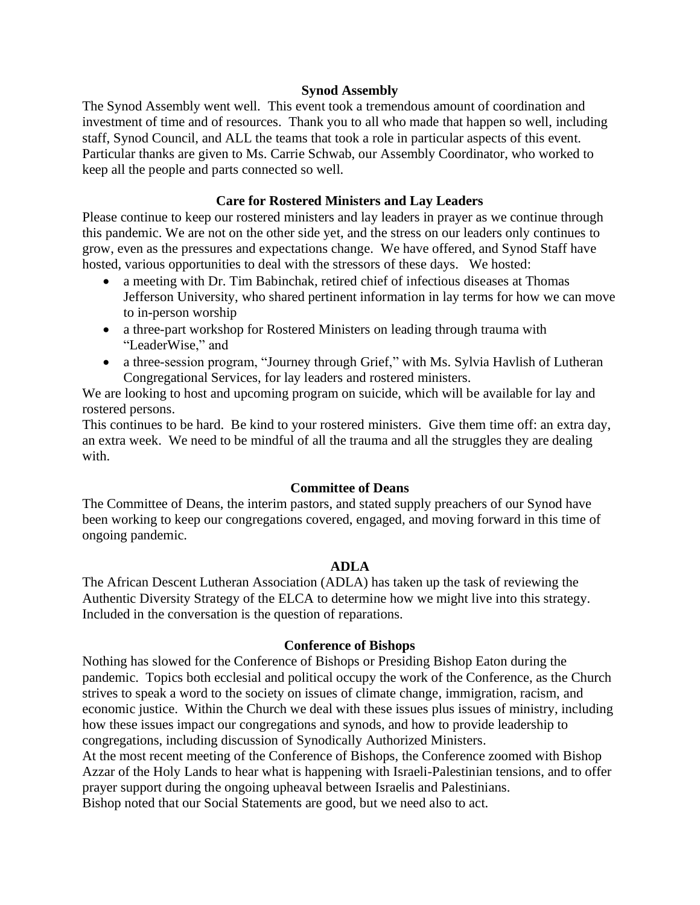## Synod Assembly

The Synod Assembly went well. This event took a tremendous amount of coordination and investment of time and of resources. Thank you to all who made that happen so well, including staff, Synod Council, and ALL the teams that took a role in particular aspects of this event. Particular thanks are given to Ms. Carrie Schwab, our Assembly Coordinator, who worked to keep all the people and parts connected so well.

## Care for Rostered Ministers and Lay Leaders

Please continue to keep our rostered ministers and lay leaders in prayer as we continue through this pandemic. We are not on the other side yet, and the stress on our leaders only continues to grow, even as the pressures and expectations change. We have offered, and Synod Staff have hosted, various opportunities to deal with the stressors of these days. We hosted:

- a meeting with Dr. Tim Babinchak, retired chief of infectious diseases at Thomas Jefferson University, who shared pertinent information in lay terms for how we can move to in-person worship
- a three-part workshop for Rostered Ministers on leading through trauma with "LeaderWise," and
- a three-session program, "Journey through Grief," with Ms. Sylvia Havlish of Lutheran Congregational Services, for lay leaders and rostered ministers.

We are looking to host and upcoming program on suicide, which will be available for lay and rostered persons.

This continues to be hard. Be kind to your rostered ministers. Give them time off: an extra day, an extra week. We need to be mindful of all the trauma and all the struggles they are dealing with.

## Committee of Deans

The Committee of Deans, the interim pastors, and stated supply preachers of our Synod have been working to keep our congregations covered, engaged, and moving forward in this time of ongoing pandemic.

## ADLA

The African Descent Lutheran Association (ADLA) has taken up the task of reviewing the Authentic Diversity Strategy of the ELCA to determine how we might live into this strategy. Included in the conversation is the question of reparations.

## Conference of Bishops

Nothing has slowed for the Conference of Bishops or Presiding Bishop Eaton during the pandemic. Topics both ecclesial and political occupy the work of the Conference, as the Church strives to speak a word to the society on issues of climate change, immigration, racism, and economic justice. Within the Church we deal with these issues plus issues of ministry, including how these issues impact our congregations and synods, and how to provide leadership to congregations, including discussion of Synodically Authorized Ministers.

At the most recent meeting of the Conference of Bishops, the Conference zoomed with Bishop Azzar of the Holy Lands to hear what is happening with Israeli-Palestinian tensions, and to offer prayer support during the ongoing upheaval between Israelis and Palestinians.

Bishop noted that our Social Statements are good, but we need also to act.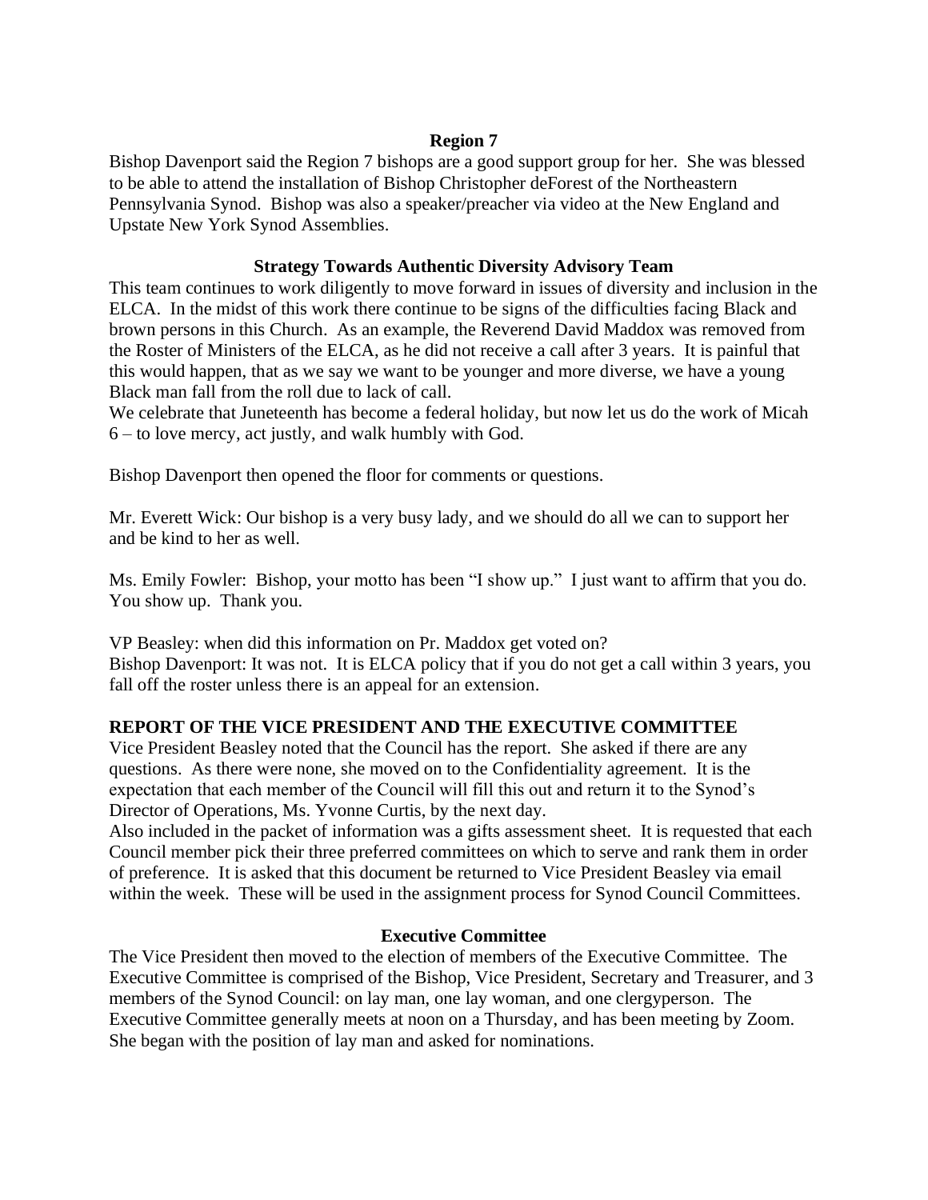### Region 7

Bishop Davenport said the Region 7 bishops are a good support group for her. She was blessed to be able to attend the installation of Bishop Christopher deForest of the Northeastern Pennsylvania Synod. Bishop was also a speaker/preacher via video at the New England and Upstate New York Synod Assemblies.

### Strategy Towards Authentic Diversity Advisory Team

This team continues to work diligently to move forward in issues of diversity and inclusion in the ELCA. In the midst of this work there continue to be signs of the difficulties facing Black and brown persons in this Church. As an example, the Reverend David Maddox was removed from the Roster of Ministers of the ELCA, as he did not receive a call after 3 years. It is painful that this would happen, that as we say we want to be younger and more diverse, we have a young Black man fall from the roll due to lack of call.

We celebrate that Juneteenth has become a federal holiday, but now let us do the work of Micah 6 – to love mercy, act justly, and walk humbly with God.

Bishop Davenport then opened the floor for comments or questions.

Mr. Everett Wick: Our bishop is a very busy lady, and we should do all we can to support her and be kind to her as well.

Ms. Emily Fowler: Bishop, your motto has been "I show up." I just want to affirm that you do. You show up. Thank you.

VP Beasley: when did this information on Pr. Maddox get voted on?
Bishop Davenport: It was not. It is ELCA policy that if you do not get a call within 3 years, you fall off the roster unless there is an appeal for an extension.

## REPORT OF THE VICE PRESIDENT AND THE EXECUTIVE COMMITTEE

Vice President Beasley noted that the Council has the report. She asked if there are any questions. As there were none, she moved on to the Confidentiality agreement. It is the expectation that each member of the Council will fill this out and return it to the Synod's Director of Operations, Ms. Yvonne Curtis, by the next day.

Also included in the packet of information was a gifts assessment sheet. It is requested that each Council member pick their three preferred committees on which to serve and rank them in order of preference. It is asked that this document be returned to Vice President Beasley via email within the week. These will be used in the assignment process for Synod Council Committees.

### Executive Committee

The Vice President then moved to the election of members of the Executive Committee. The Executive Committee is comprised of the Bishop, Vice President, Secretary and Treasurer, and 3 members of the Synod Council: on lay man, one lay woman, and one clergyperson. The Executive Committee generally meets at noon on a Thursday, and has been meeting by Zoom. She began with the position of lay man and asked for nominations.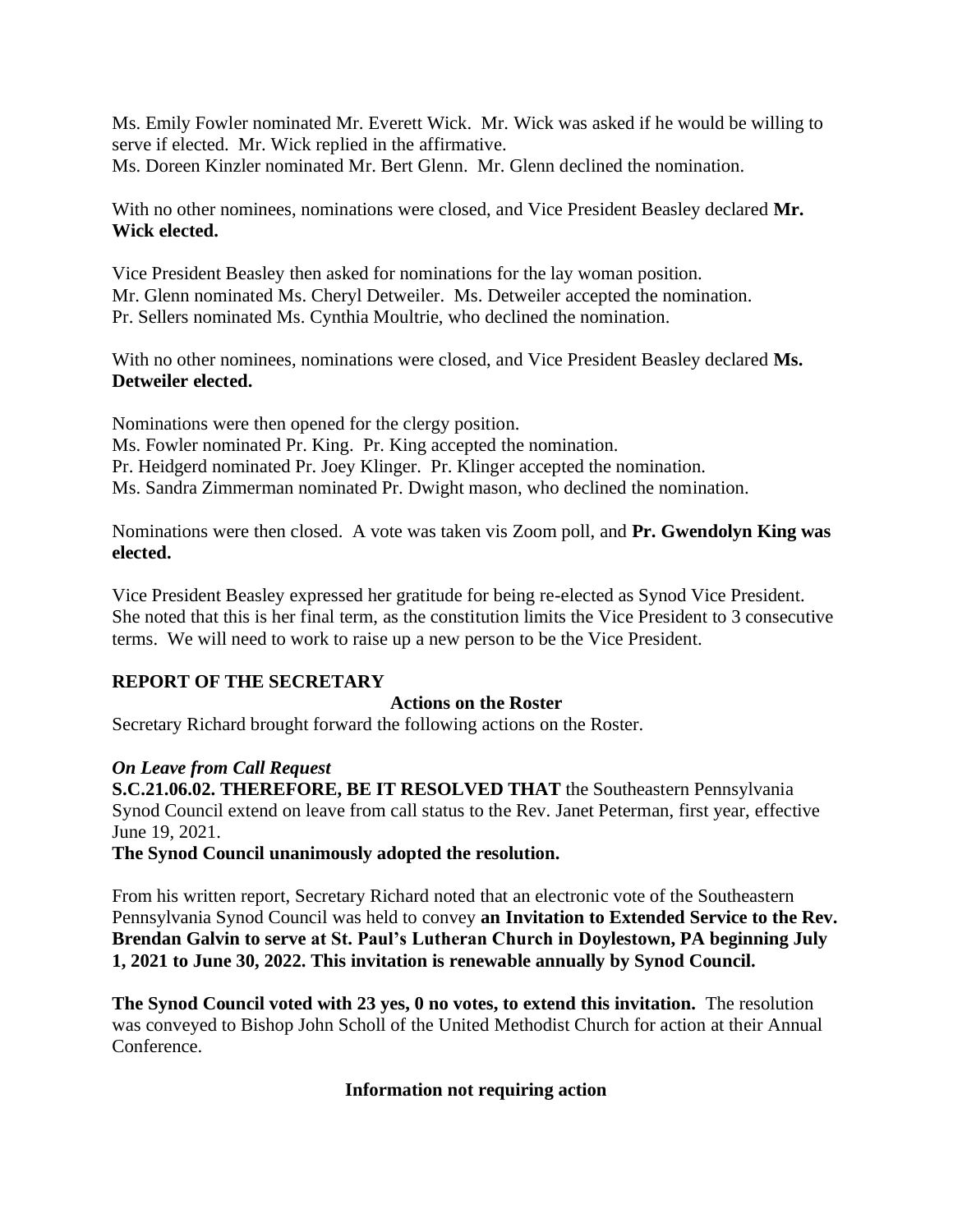Ms. Emily Fowler nominated Mr. Everett Wick. Mr. Wick was asked if he would be willing to serve if elected. Mr. Wick replied in the affirmative.
Ms. Doreen Kinzler nominated Mr. Bert Glenn. Mr. Glenn declined the nomination.

With no other nominees, nominations were closed, and Vice President Beasley declared **Mr. Wick elected.**

Vice President Beasley then asked for nominations for the lay woman position.
Mr. Glenn nominated Ms. Cheryl Detweiler. Ms. Detweiler accepted the nomination.
Pr. Sellers nominated Ms. Cynthia Moultrie, who declined the nomination.

With no other nominees, nominations were closed, and Vice President Beasley declared **Ms. Detweiler elected.**

Nominations were then opened for the clergy position.
Ms. Fowler nominated Pr. King. Pr. King accepted the nomination.
Pr. Heidgerd nominated Pr. Joey Klinger. Pr. Klinger accepted the nomination.
Ms. Sandra Zimmerman nominated Pr. Dwight mason, who declined the nomination.

Nominations were then closed. A vote was taken vis Zoom poll, and **Pr. Gwendolyn King was elected.**

Vice President Beasley expressed her gratitude for being re-elected as Synod Vice President. She noted that this is her final term, as the constitution limits the Vice President to 3 consecutive terms. We will need to work to raise up a new person to be the Vice President.

## REPORT OF THE SECRETARY

### Actions on the Roster

Secretary Richard brought forward the following actions on the Roster.

***On Leave from Call Request***

**S.C.21.06.02. THEREFORE, BE IT RESOLVED THAT** the Southeastern Pennsylvania Synod Council extend on leave from call status to the Rev. Janet Peterman, first year, effective June 19, 2021.
**The Synod Council unanimously adopted the resolution.**

From his written report, Secretary Richard noted that an electronic vote of the Southeastern Pennsylvania Synod Council was held to convey **an Invitation to Extended Service to the Rev. Brendan Galvin to serve at St. Paul's Lutheran Church in Doylestown, PA beginning July 1, 2021 to June 30, 2022. This invitation is renewable annually by Synod Council.**

**The Synod Council voted with 23 yes, 0 no votes, to extend this invitation.** The resolution was conveyed to Bishop John Scholl of the United Methodist Church for action at their Annual Conference.

### Information not requiring action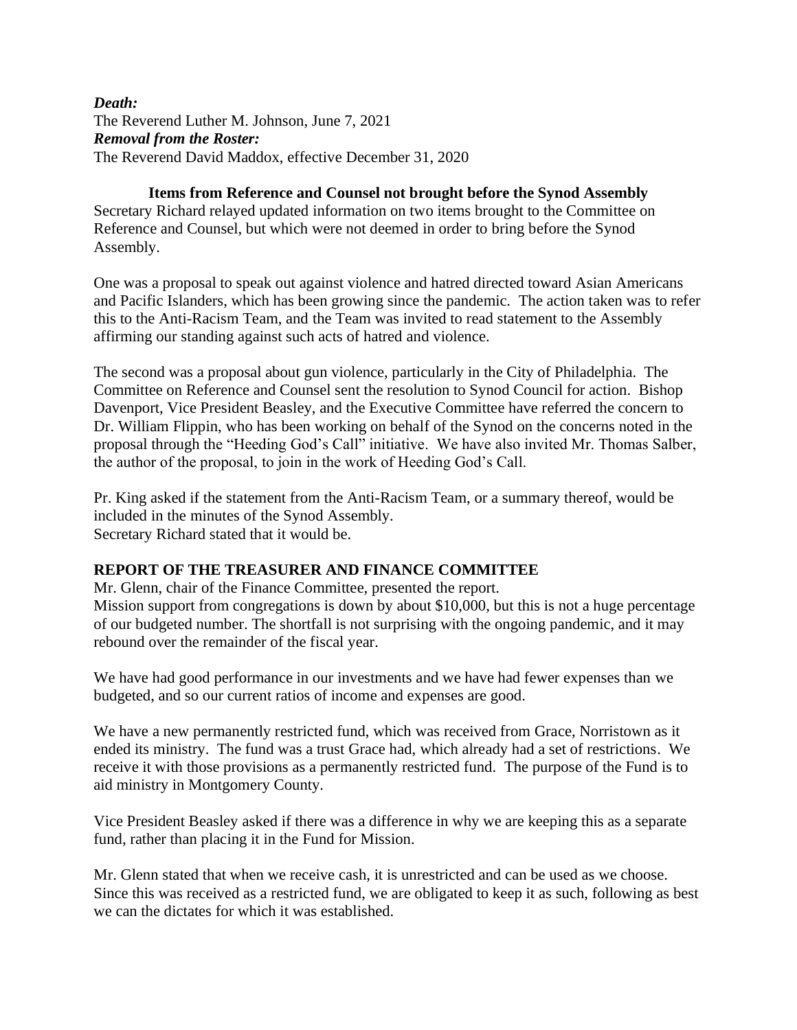***Death:***
The Reverend Luther M. Johnson, June 7, 2021
***Removal from the Roster:***
The Reverend David Maddox, effective December 31, 2020

**Items from Reference and Counsel not brought before the Synod Assembly**

Secretary Richard relayed updated information on two items brought to the Committee on Reference and Counsel, but which were not deemed in order to bring before the Synod Assembly.

One was a proposal to speak out against violence and hatred directed toward Asian Americans and Pacific Islanders, which has been growing since the pandemic. The action taken was to refer this to the Anti-Racism Team, and the Team was invited to read statement to the Assembly affirming our standing against such acts of hatred and violence.

The second was a proposal about gun violence, particularly in the City of Philadelphia. The Committee on Reference and Counsel sent the resolution to Synod Council for action. Bishop Davenport, Vice President Beasley, and the Executive Committee have referred the concern to Dr. William Flippin, who has been working on behalf of the Synod on the concerns noted in the proposal through the "Heeding God's Call" initiative. We have also invited Mr. Thomas Salber, the author of the proposal, to join in the work of Heeding God's Call.

Pr. King asked if the statement from the Anti-Racism Team, or a summary thereof, would be included in the minutes of the Synod Assembly.
Secretary Richard stated that it would be.

## REPORT OF THE TREASURER AND FINANCE COMMITTEE

Mr. Glenn, chair of the Finance Committee, presented the report.
Mission support from congregations is down by about $10,000, but this is not a huge percentage of our budgeted number. The shortfall is not surprising with the ongoing pandemic, and it may rebound over the remainder of the fiscal year.

We have had good performance in our investments and we have had fewer expenses than we budgeted, and so our current ratios of income and expenses are good.

We have a new permanently restricted fund, which was received from Grace, Norristown as it ended its ministry. The fund was a trust Grace had, which already had a set of restrictions. We receive it with those provisions as a permanently restricted fund. The purpose of the Fund is to aid ministry in Montgomery County.

Vice President Beasley asked if there was a difference in why we are keeping this as a separate fund, rather than placing it in the Fund for Mission.

Mr. Glenn stated that when we receive cash, it is unrestricted and can be used as we choose. Since this was received as a restricted fund, we are obligated to keep it as such, following as best we can the dictates for which it was established.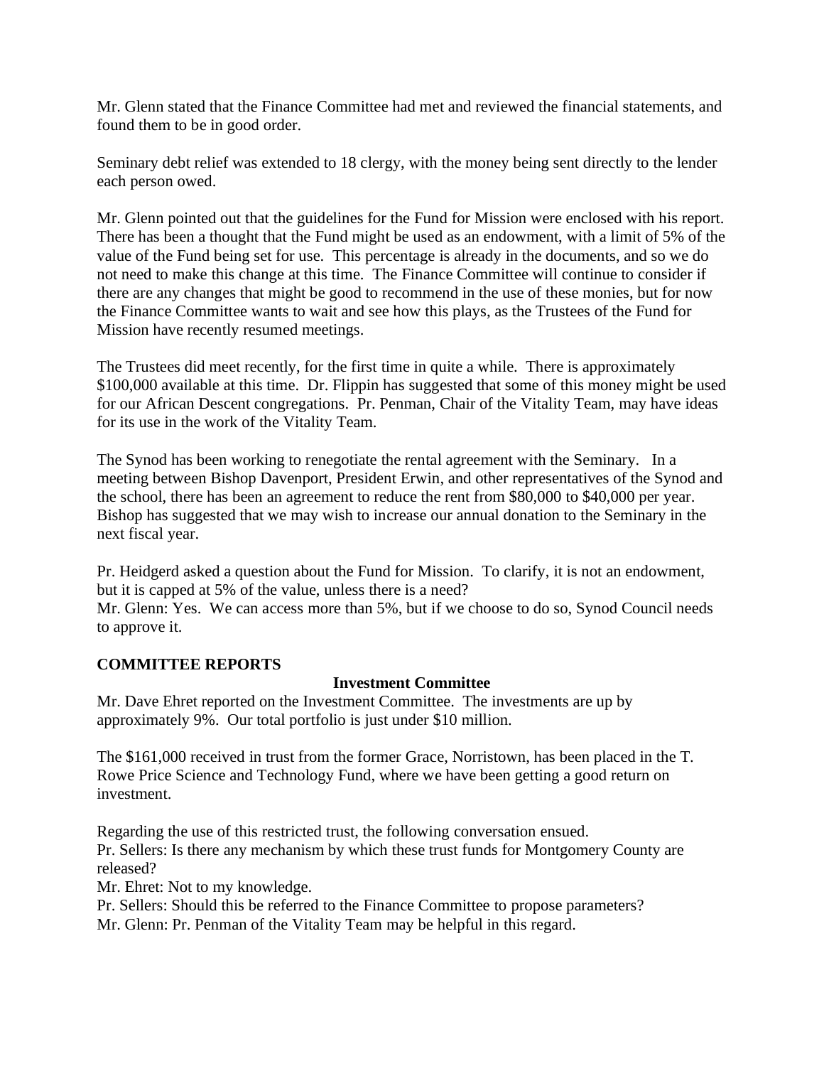Mr. Glenn stated that the Finance Committee had met and reviewed the financial statements, and found them to be in good order.

Seminary debt relief was extended to 18 clergy, with the money being sent directly to the lender each person owed.

Mr. Glenn pointed out that the guidelines for the Fund for Mission were enclosed with his report. There has been a thought that the Fund might be used as an endowment, with a limit of 5% of the value of the Fund being set for use. This percentage is already in the documents, and so we do not need to make this change at this time. The Finance Committee will continue to consider if there are any changes that might be good to recommend in the use of these monies, but for now the Finance Committee wants to wait and see how this plays, as the Trustees of the Fund for Mission have recently resumed meetings.

The Trustees did meet recently, for the first time in quite a while. There is approximately $100,000 available at this time. Dr. Flippin has suggested that some of this money might be used for our African Descent congregations. Pr. Penman, Chair of the Vitality Team, may have ideas for its use in the work of the Vitality Team.

The Synod has been working to renegotiate the rental agreement with the Seminary. In a meeting between Bishop Davenport, President Erwin, and other representatives of the Synod and the school, there has been an agreement to reduce the rent from $80,000 to $40,000 per year. Bishop has suggested that we may wish to increase our annual donation to the Seminary in the next fiscal year.

Pr. Heidgerd asked a question about the Fund for Mission. To clarify, it is not an endowment, but it is capped at 5% of the value, unless there is a need?
Mr. Glenn: Yes. We can access more than 5%, but if we choose to do so, Synod Council needs to approve it.

## COMMITTEE REPORTS

### Investment Committee

Mr. Dave Ehret reported on the Investment Committee. The investments are up by approximately 9%. Our total portfolio is just under $10 million.

The $161,000 received in trust from the former Grace, Norristown, has been placed in the T. Rowe Price Science and Technology Fund, where we have been getting a good return on investment.

Regarding the use of this restricted trust, the following conversation ensued.
Pr. Sellers: Is there any mechanism by which these trust funds for Montgomery County are released?
Mr. Ehret: Not to my knowledge.
Pr. Sellers: Should this be referred to the Finance Committee to propose parameters?
Mr. Glenn: Pr. Penman of the Vitality Team may be helpful in this regard.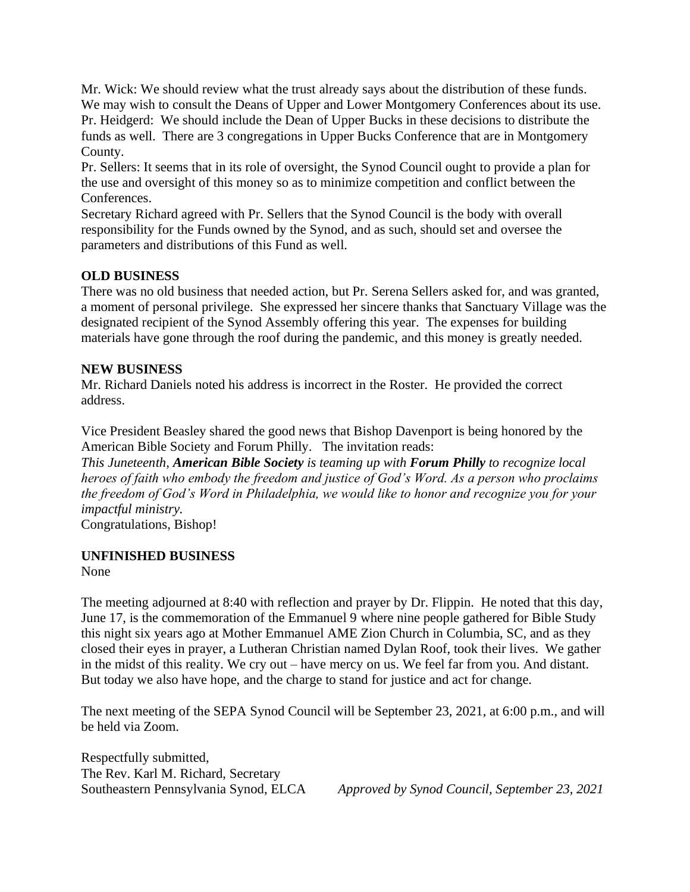Mr. Wick: We should review what the trust already says about the distribution of these funds. We may wish to consult the Deans of Upper and Lower Montgomery Conferences about its use.
Pr. Heidgerd: We should include the Dean of Upper Bucks in these decisions to distribute the funds as well. There are 3 congregations in Upper Bucks Conference that are in Montgomery County.
Pr. Sellers: It seems that in its role of oversight, the Synod Council ought to provide a plan for the use and oversight of this money so as to minimize competition and conflict between the Conferences.
Secretary Richard agreed with Pr. Sellers that the Synod Council is the body with overall responsibility for the Funds owned by the Synod, and as such, should set and oversee the parameters and distributions of this Fund as well.

**OLD BUSINESS**

There was no old business that needed action, but Pr. Serena Sellers asked for, and was granted, a moment of personal privilege. She expressed her sincere thanks that Sanctuary Village was the designated recipient of the Synod Assembly offering this year. The expenses for building materials have gone through the roof during the pandemic, and this money is greatly needed.

**NEW BUSINESS**

Mr. Richard Daniels noted his address is incorrect in the Roster. He provided the correct address.

Vice President Beasley shared the good news that Bishop Davenport is being honored by the American Bible Society and Forum Philly. The invitation reads:
*This Juneteenth, **American Bible Society** is teaming up with **Forum Philly** to recognize local heroes of faith who embody the freedom and justice of God's Word. As a person who proclaims the freedom of God's Word in Philadelphia, we would like to honor and recognize you for your impactful ministry.*
Congratulations, Bishop!

**UNFINISHED BUSINESS**

None

The meeting adjourned at 8:40 with reflection and prayer by Dr. Flippin. He noted that this day, June 17, is the commemoration of the Emmanuel 9 where nine people gathered for Bible Study this night six years ago at Mother Emmanuel AME Zion Church in Columbia, SC, and as they closed their eyes in prayer, a Lutheran Christian named Dylan Roof, took their lives. We gather in the midst of this reality. We cry out – have mercy on us. We feel far from you. And distant. But today we also have hope, and the charge to stand for justice and act for change.

The next meeting of the SEPA Synod Council will be September 23, 2021, at 6:00 p.m., and will be held via Zoom.

Respectfully submitted,
The Rev. Karl M. Richard, Secretary
Southeastern Pennsylvania Synod, ELCA *Approved by Synod Council, September 23, 2021*